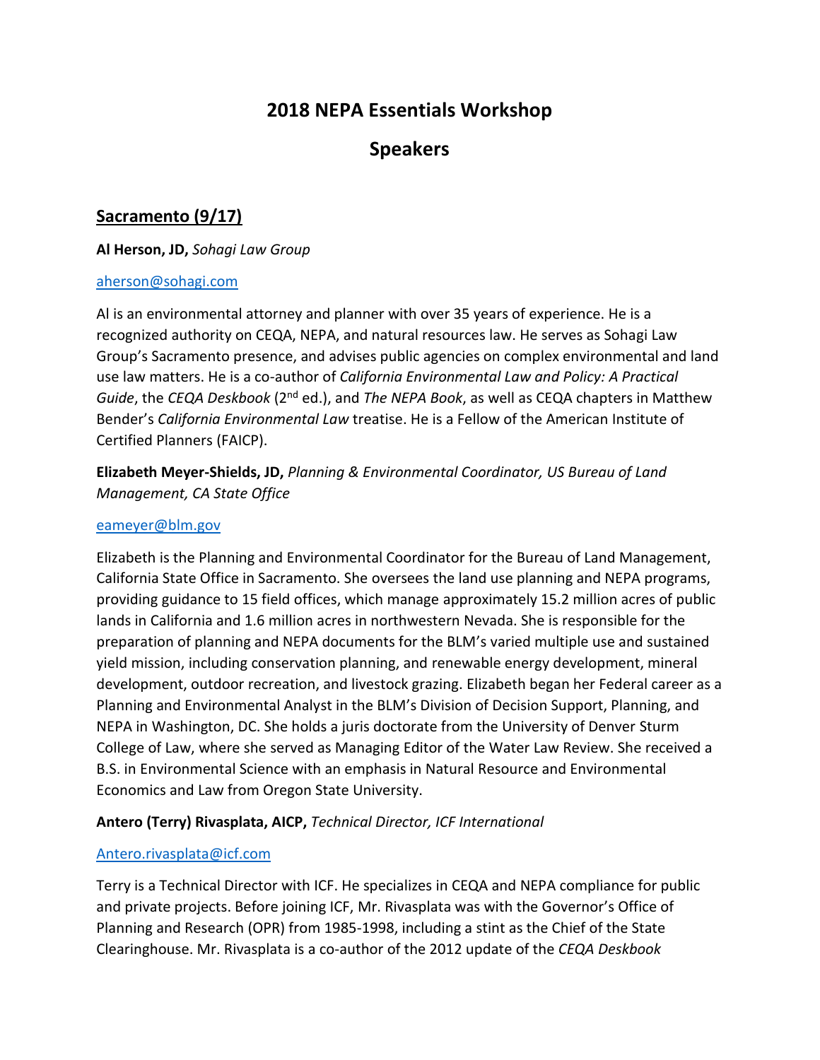# 2018 NEPA Essentials Workshop

## Speakers

### Sacramento (9/17)

**Al Herson, JD,** *Sohagi Law Group*

aherson@sohagi.com

Al is an environmental attorney and planner with over 35 years of experience. He is a recognized authority on CEQA, NEPA, and natural resources law. He serves as Sohagi Law Group's Sacramento presence, and advises public agencies on complex environmental and land use law matters. He is a co-author of *California Environmental Law and Policy: A Practical Guide*, the *CEQA Deskbook* (2nd ed.), and *The NEPA Book*, as well as CEQA chapters in Matthew Bender's *California Environmental Law* treatise. He is a Fellow of the American Institute of Certified Planners (FAICP).

**Elizabeth Meyer-Shields, JD,** *Planning & Environmental Coordinator, US Bureau of Land Management, CA State Office*

eameyer@blm.gov

Elizabeth is the Planning and Environmental Coordinator for the Bureau of Land Management, California State Office in Sacramento. She oversees the land use planning and NEPA programs, providing guidance to 15 field offices, which manage approximately 15.2 million acres of public lands in California and 1.6 million acres in northwestern Nevada. She is responsible for the preparation of planning and NEPA documents for the BLM's varied multiple use and sustained yield mission, including conservation planning, and renewable energy development, mineral development, outdoor recreation, and livestock grazing. Elizabeth began her Federal career as a Planning and Environmental Analyst in the BLM's Division of Decision Support, Planning, and NEPA in Washington, DC. She holds a juris doctorate from the University of Denver Sturm College of Law, where she served as Managing Editor of the Water Law Review. She received a B.S. in Environmental Science with an emphasis in Natural Resource and Environmental Economics and Law from Oregon State University.

**Antero (Terry) Rivasplata, AICP,** *Technical Director, ICF International*

Antero.rivasplata@icf.com

Terry is a Technical Director with ICF. He specializes in CEQA and NEPA compliance for public and private projects. Before joining ICF, Mr. Rivasplata was with the Governor's Office of Planning and Research (OPR) from 1985-1998, including a stint as the Chief of the State Clearinghouse. Mr. Rivasplata is a co-author of the 2012 update of the *CEQA Deskbook*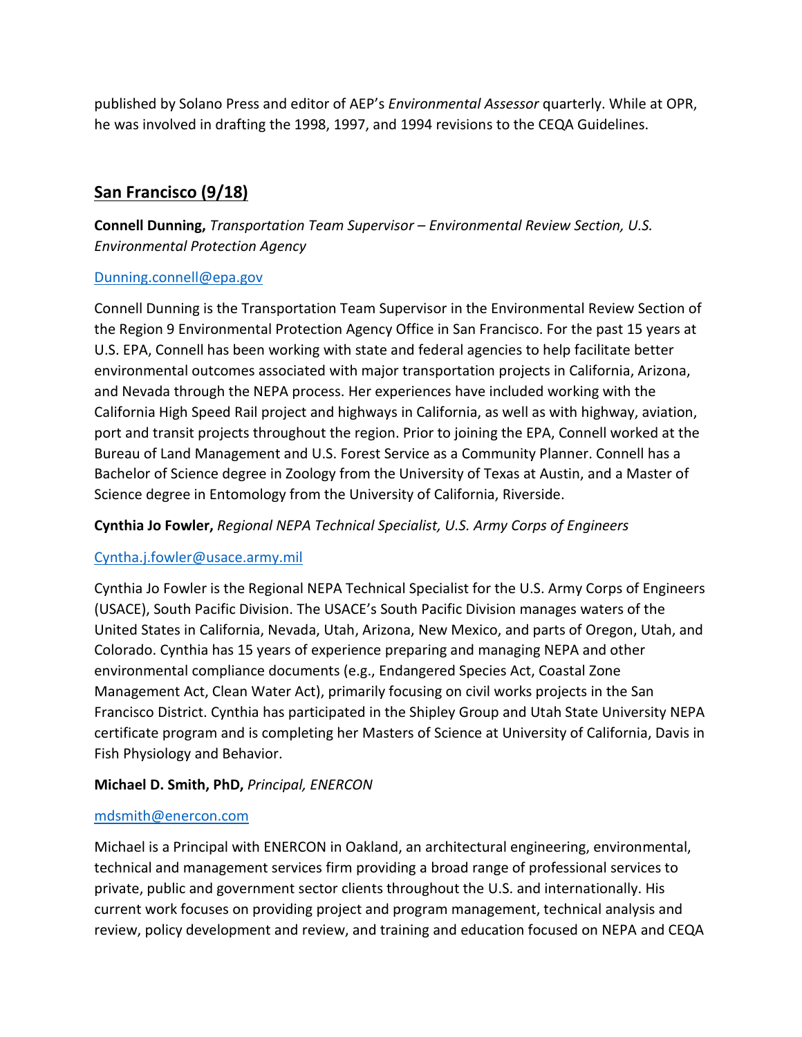published by Solano Press and editor of AEP's *Environmental Assessor* quarterly. While at OPR, he was involved in drafting the 1998, 1997, and 1994 revisions to the CEQA Guidelines.

## San Francisco (9/18)

**Connell Dunning,** *Transportation Team Supervisor – Environmental Review Section, U.S. Environmental Protection Agency*

[Dunning.connell@epa.gov](mailto:Dunning.connell@epa.gov)

Connell Dunning is the Transportation Team Supervisor in the Environmental Review Section of the Region 9 Environmental Protection Agency Office in San Francisco. For the past 15 years at U.S. EPA, Connell has been working with state and federal agencies to help facilitate better environmental outcomes associated with major transportation projects in California, Arizona, and Nevada through the NEPA process. Her experiences have included working with the California High Speed Rail project and highways in California, as well as with highway, aviation, port and transit projects throughout the region. Prior to joining the EPA, Connell worked at the Bureau of Land Management and U.S. Forest Service as a Community Planner. Connell has a Bachelor of Science degree in Zoology from the University of Texas at Austin, and a Master of Science degree in Entomology from the University of California, Riverside.

**Cynthia Jo Fowler,** *Regional NEPA Technical Specialist, U.S. Army Corps of Engineers*

[Cyntha.j.fowler@usace.army.mil](mailto:Cyntha.j.fowler@usace.army.mil)

Cynthia Jo Fowler is the Regional NEPA Technical Specialist for the U.S. Army Corps of Engineers (USACE), South Pacific Division. The USACE's South Pacific Division manages waters of the United States in California, Nevada, Utah, Arizona, New Mexico, and parts of Oregon, Utah, and Colorado. Cynthia has 15 years of experience preparing and managing NEPA and other environmental compliance documents (e.g., Endangered Species Act, Coastal Zone Management Act, Clean Water Act), primarily focusing on civil works projects in the San Francisco District. Cynthia has participated in the Shipley Group and Utah State University NEPA certificate program and is completing her Masters of Science at University of California, Davis in Fish Physiology and Behavior.

**Michael D. Smith, PhD,** *Principal, ENERCON*

[mdsmith@enercon.com](mailto:mdsmith@enercon.com)

Michael is a Principal with ENERCON in Oakland, an architectural engineering, environmental, technical and management services firm providing a broad range of professional services to private, public and government sector clients throughout the U.S. and internationally. His current work focuses on providing project and program management, technical analysis and review, policy development and review, and training and education focused on NEPA and CEQA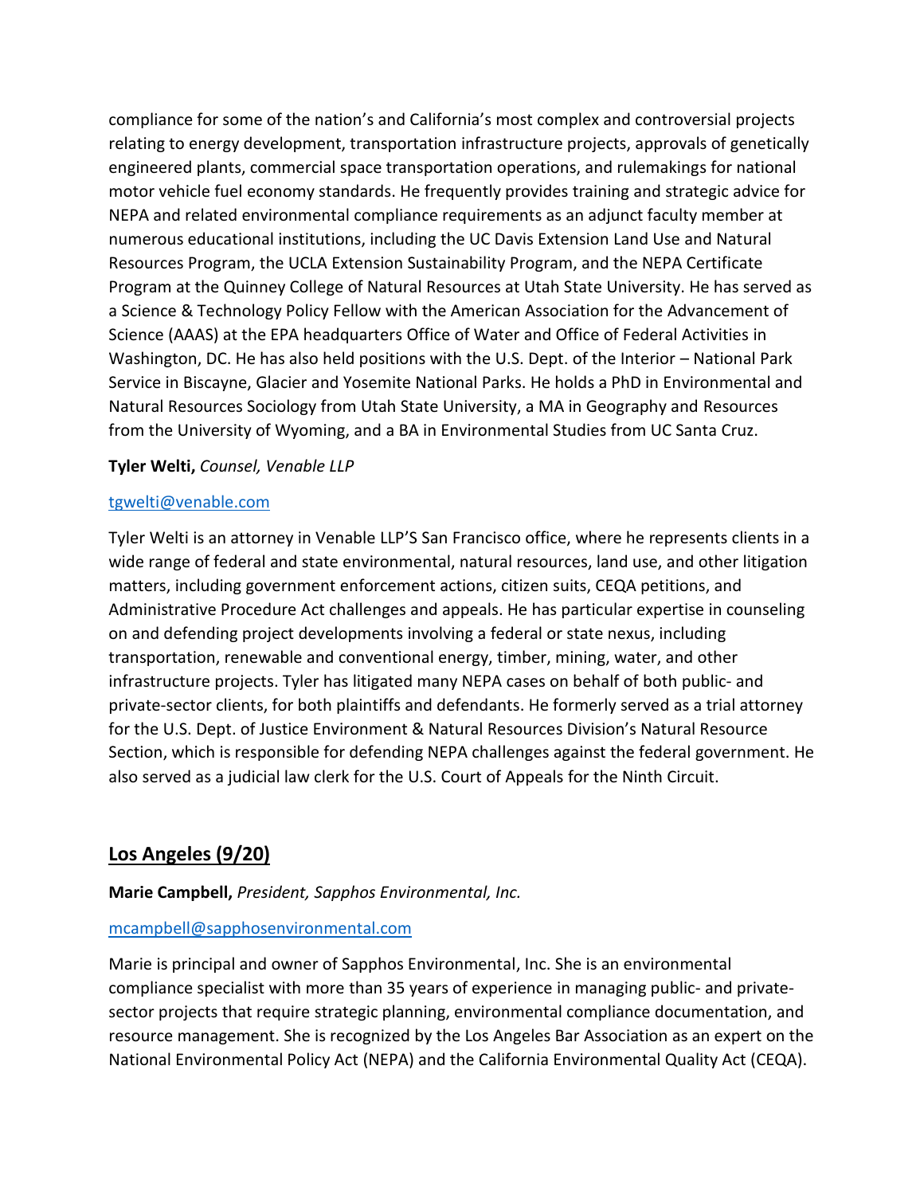compliance for some of the nation's and California's most complex and controversial projects relating to energy development, transportation infrastructure projects, approvals of genetically engineered plants, commercial space transportation operations, and rulemakings for national motor vehicle fuel economy standards. He frequently provides training and strategic advice for NEPA and related environmental compliance requirements as an adjunct faculty member at numerous educational institutions, including the UC Davis Extension Land Use and Natural Resources Program, the UCLA Extension Sustainability Program, and the NEPA Certificate Program at the Quinney College of Natural Resources at Utah State University. He has served as a Science & Technology Policy Fellow with the American Association for the Advancement of Science (AAAS) at the EPA headquarters Office of Water and Office of Federal Activities in Washington, DC. He has also held positions with the U.S. Dept. of the Interior – National Park Service in Biscayne, Glacier and Yosemite National Parks. He holds a PhD in Environmental and Natural Resources Sociology from Utah State University, a MA in Geography and Resources from the University of Wyoming, and a BA in Environmental Studies from UC Santa Cruz.

**Tyler Welti,** *Counsel, Venable LLP*

[tgwelti@venable.com](mailto:tgwelti@venable.com)

Tyler Welti is an attorney in Venable LLP'S San Francisco office, where he represents clients in a wide range of federal and state environmental, natural resources, land use, and other litigation matters, including government enforcement actions, citizen suits, CEQA petitions, and Administrative Procedure Act challenges and appeals. He has particular expertise in counseling on and defending project developments involving a federal or state nexus, including transportation, renewable and conventional energy, timber, mining, water, and other infrastructure projects. Tyler has litigated many NEPA cases on behalf of both public- and private-sector clients, for both plaintiffs and defendants. He formerly served as a trial attorney for the U.S. Dept. of Justice Environment & Natural Resources Division's Natural Resource Section, which is responsible for defending NEPA challenges against the federal government. He also served as a judicial law clerk for the U.S. Court of Appeals for the Ninth Circuit.

## Los Angeles (9/20)

**Marie Campbell,** *President, Sapphos Environmental, Inc.*

[mcampbell@sapphosenvironmental.com](mailto:mcampbell@sapphosenvironmental.com)

Marie is principal and owner of Sapphos Environmental, Inc. She is an environmental compliance specialist with more than 35 years of experience in managing public- and private-sector projects that require strategic planning, environmental compliance documentation, and resource management. She is recognized by the Los Angeles Bar Association as an expert on the National Environmental Policy Act (NEPA) and the California Environmental Quality Act (CEQA).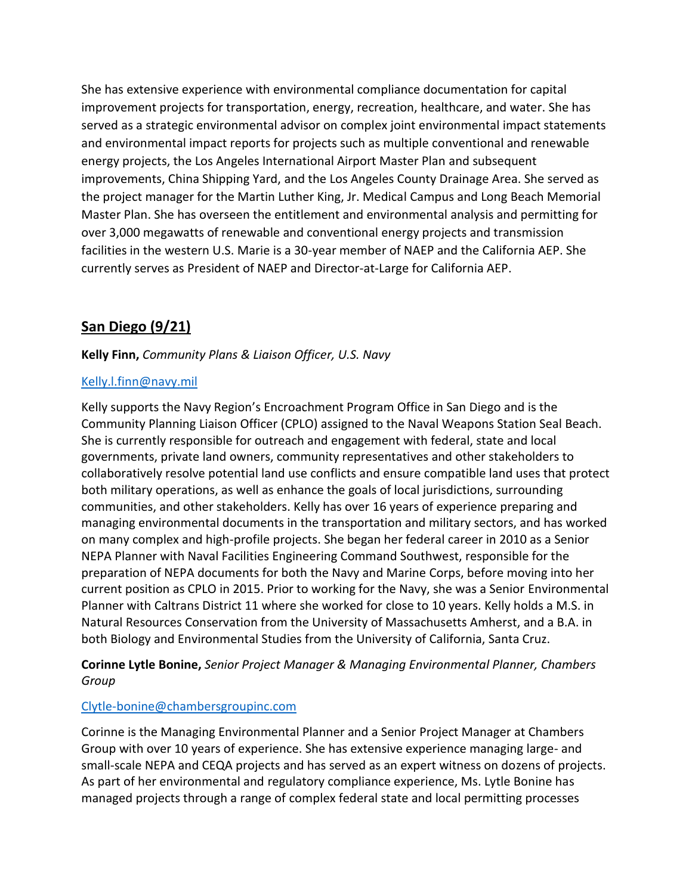She has extensive experience with environmental compliance documentation for capital improvement projects for transportation, energy, recreation, healthcare, and water. She has served as a strategic environmental advisor on complex joint environmental impact statements and environmental impact reports for projects such as multiple conventional and renewable energy projects, the Los Angeles International Airport Master Plan and subsequent improvements, China Shipping Yard, and the Los Angeles County Drainage Area. She served as the project manager for the Martin Luther King, Jr. Medical Campus and Long Beach Memorial Master Plan. She has overseen the entitlement and environmental analysis and permitting for over 3,000 megawatts of renewable and conventional energy projects and transmission facilities in the western U.S. Marie is a 30-year member of NAEP and the California AEP. She currently serves as President of NAEP and Director-at-Large for California AEP.

## San Diego (9/21)

**Kelly Finn,** *Community Plans & Liaison Officer, U.S. Navy*

[Kelly.l.finn@navy.mil](mailto:Kelly.l.finn@navy.mil)

Kelly supports the Navy Region's Encroachment Program Office in San Diego and is the Community Planning Liaison Officer (CPLO) assigned to the Naval Weapons Station Seal Beach. She is currently responsible for outreach and engagement with federal, state and local governments, private land owners, community representatives and other stakeholders to collaboratively resolve potential land use conflicts and ensure compatible land uses that protect both military operations, as well as enhance the goals of local jurisdictions, surrounding communities, and other stakeholders. Kelly has over 16 years of experience preparing and managing environmental documents in the transportation and military sectors, and has worked on many complex and high-profile projects. She began her federal career in 2010 as a Senior NEPA Planner with Naval Facilities Engineering Command Southwest, responsible for the preparation of NEPA documents for both the Navy and Marine Corps, before moving into her current position as CPLO in 2015. Prior to working for the Navy, she was a Senior Environmental Planner with Caltrans District 11 where she worked for close to 10 years. Kelly holds a M.S. in Natural Resources Conservation from the University of Massachusetts Amherst, and a B.A. in both Biology and Environmental Studies from the University of California, Santa Cruz.

**Corinne Lytle Bonine,** *Senior Project Manager & Managing Environmental Planner, Chambers Group*

[Clytle-bonine@chambersgroupinc.com](mailto:Clytle-bonine@chambersgroupinc.com)

Corinne is the Managing Environmental Planner and a Senior Project Manager at Chambers Group with over 10 years of experience. She has extensive experience managing large- and small-scale NEPA and CEQA projects and has served as an expert witness on dozens of projects. As part of her environmental and regulatory compliance experience, Ms. Lytle Bonine has managed projects through a range of complex federal state and local permitting processes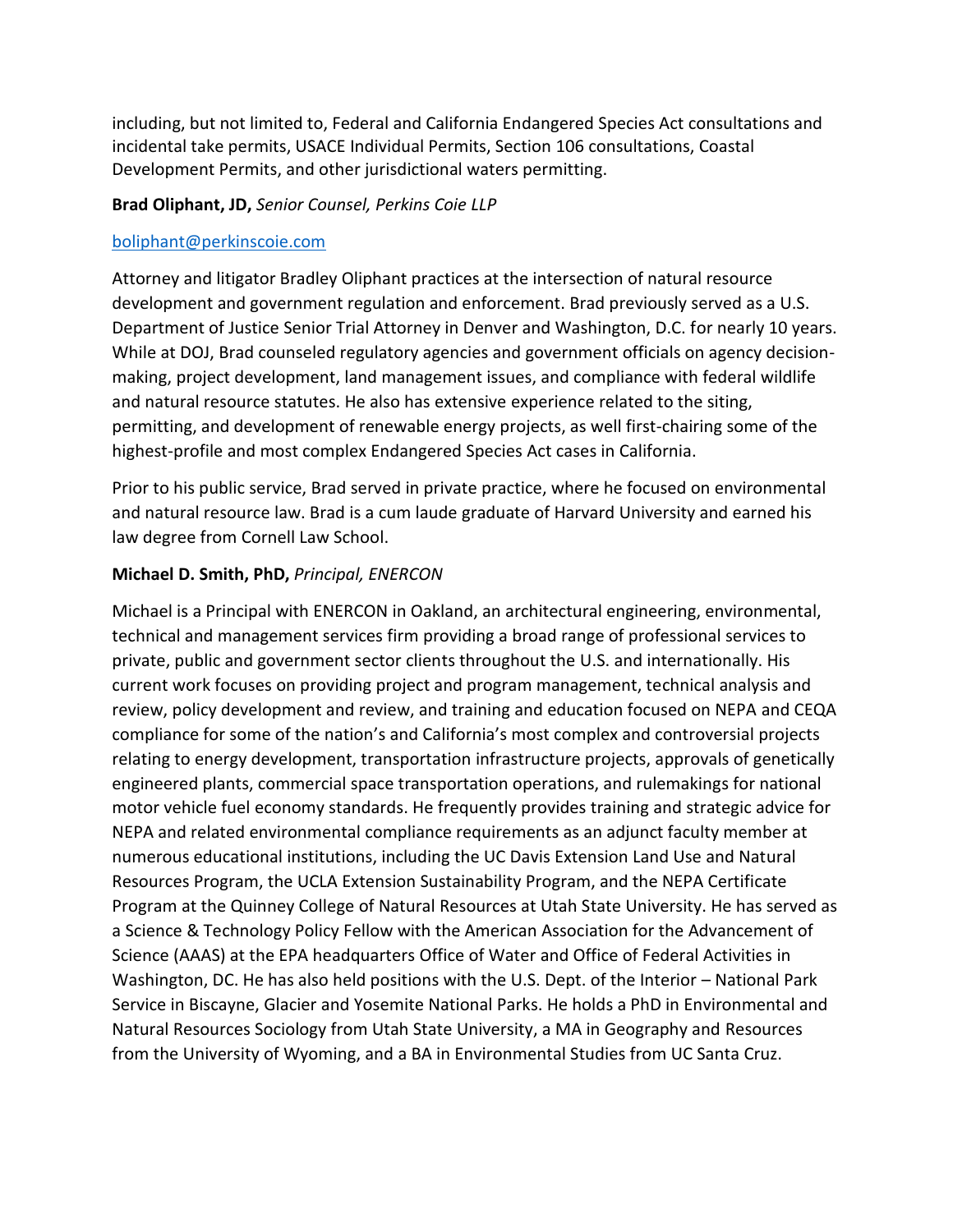including, but not limited to, Federal and California Endangered Species Act consultations and incidental take permits, USACE Individual Permits, Section 106 consultations, Coastal Development Permits, and other jurisdictional waters permitting.

**Brad Oliphant, JD,** *Senior Counsel, Perkins Coie LLP*

boliphant@perkinscoie.com

Attorney and litigator Bradley Oliphant practices at the intersection of natural resource development and government regulation and enforcement. Brad previously served as a U.S. Department of Justice Senior Trial Attorney in Denver and Washington, D.C. for nearly 10 years. While at DOJ, Brad counseled regulatory agencies and government officials on agency decision-making, project development, land management issues, and compliance with federal wildlife and natural resource statutes. He also has extensive experience related to the siting, permitting, and development of renewable energy projects, as well first-chairing some of the highest-profile and most complex Endangered Species Act cases in California.

Prior to his public service, Brad served in private practice, where he focused on environmental and natural resource law. Brad is a cum laude graduate of Harvard University and earned his law degree from Cornell Law School.

**Michael D. Smith, PhD,** *Principal, ENERCON*

Michael is a Principal with ENERCON in Oakland, an architectural engineering, environmental, technical and management services firm providing a broad range of professional services to private, public and government sector clients throughout the U.S. and internationally. His current work focuses on providing project and program management, technical analysis and review, policy development and review, and training and education focused on NEPA and CEQA compliance for some of the nation's and California's most complex and controversial projects relating to energy development, transportation infrastructure projects, approvals of genetically engineered plants, commercial space transportation operations, and rulemakings for national motor vehicle fuel economy standards. He frequently provides training and strategic advice for NEPA and related environmental compliance requirements as an adjunct faculty member at numerous educational institutions, including the UC Davis Extension Land Use and Natural Resources Program, the UCLA Extension Sustainability Program, and the NEPA Certificate Program at the Quinney College of Natural Resources at Utah State University. He has served as a Science & Technology Policy Fellow with the American Association for the Advancement of Science (AAAS) at the EPA headquarters Office of Water and Office of Federal Activities in Washington, DC. He has also held positions with the U.S. Dept. of the Interior – National Park Service in Biscayne, Glacier and Yosemite National Parks. He holds a PhD in Environmental and Natural Resources Sociology from Utah State University, a MA in Geography and Resources from the University of Wyoming, and a BA in Environmental Studies from UC Santa Cruz.